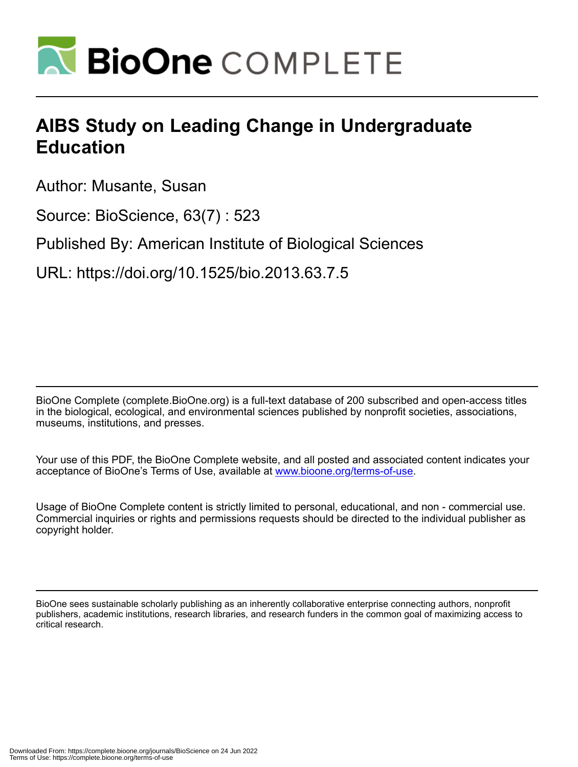# AIBS Study on Leading Change in Undergraduate Education

Author: Musante, Susan

Source: BioScience, 63(7) : 523

Published By: American Institute of Biological Sciences

URL: https://doi.org/10.1525/bio.2013.63.7.5

BioOne Complete (complete.BioOne.org) is a full-text database of 200 subscribed and open-access titles in the biological, ecological, and environmental sciences published by nonprofit societies, associations, museums, institutions, and presses.

Your use of this PDF, the BioOne Complete website, and all posted and associated content indicates your acceptance of BioOne's Terms of Use, available at www.bioone.org/terms-of-use.

Usage of BioOne Complete content is strictly limited to personal, educational, and non - commercial use. Commercial inquiries or rights and permissions requests should be directed to the individual publisher as copyright holder.

BioOne sees sustainable scholarly publishing as an inherently collaborative enterprise connecting authors, nonprofit publishers, academic institutions, research libraries, and research funders in the common goal of maximizing access to critical research.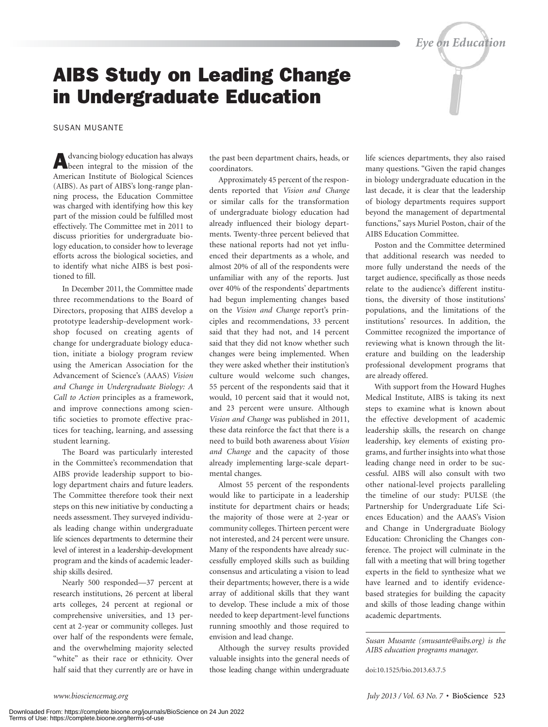# AIBS Study on Leading Change in Undergraduate Education

SUSAN MUSANTE

Advancing biology education has always been integral to the mission of the American Institute of Biological Sciences (AIBS). As part of AIBS's long-range planning process, the Education Committee was charged with identifying how this key part of the mission could be fulfilled most effectively. The Committee met in 2011 to discuss priorities for undergraduate biology education, to consider how to leverage efforts across the biological societies, and to identify what niche AIBS is best positioned to fill.

In December 2011, the Committee made three recommendations to the Board of Directors, proposing that AIBS develop a prototype leadership-development workshop focused on creating agents of change for undergraduate biology education, initiate a biology program review using the American Association for the Advancement of Science's (AAAS) *Vision and Change in Undergraduate Biology: A Call to Action* principles as a framework, and improve connections among scientific societies to promote effective practices for teaching, learning, and assessing student learning.

The Board was particularly interested in the Committee's recommendation that AIBS provide leadership support to biology department chairs and future leaders. The Committee therefore took their next steps on this new initiative by conducting a needs assessment. They surveyed individuals leading change within undergraduate life sciences departments to determine their level of interest in a leadership-development program and the kinds of academic leadership skills desired.

Nearly 500 responded—37 percent at research institutions, 26 percent at liberal arts colleges, 24 percent at regional or comprehensive universities, and 13 percent at 2-year or community colleges. Just over half of the respondents were female, and the overwhelming majority selected "white" as their race or ethnicity. Over half said that they currently are or have in the past been department chairs, heads, or coordinators.

Approximately 45 percent of the respondents reported that *Vision and Change* or similar calls for the transformation of undergraduate biology education had already influenced their biology departments. Twenty-three percent believed that these national reports had not yet influenced their departments as a whole, and almost 20% of all of the respondents were unfamiliar with any of the reports. Just over 40% of the respondents' departments had begun implementing changes based on the *Vision and Change* report's principles and recommendations, 33 percent said that they had not, and 14 percent said that they did not know whether such changes were being implemented. When they were asked whether their institution's culture would welcome such changes, 55 percent of the respondents said that it would, 10 percent said that it would not, and 23 percent were unsure. Although *Vision and Change* was published in 2011, these data reinforce the fact that there is a need to build both awareness about *Vision and Change* and the capacity of those already implementing large-scale departmental changes.

Almost 55 percent of the respondents would like to participate in a leadership institute for department chairs or heads; the majority of those were at 2-year or community colleges. Thirteen percent were not interested, and 24 percent were unsure. Many of the respondents have already successfully employed skills such as building consensus and articulating a vision to lead their departments; however, there is a wide array of additional skills that they want to develop. These include a mix of those needed to keep department-level functions running smoothly and those required to envision and lead change.

Although the survey results provided valuable insights into the general needs of those leading change within undergraduate life sciences departments, they also raised many questions. "Given the rapid changes in biology undergraduate education in the last decade, it is clear that the leadership of biology departments requires support beyond the management of departmental functions," says Muriel Poston, chair of the AIBS Education Committee.

Poston and the Committee determined that additional research was needed to more fully understand the needs of the target audience, specifically as those needs relate to the audience's different institutions, the diversity of those institutions' populations, and the limitations of the institutions' resources. In addition, the Committee recognized the importance of reviewing what is known through the literature and building on the leadership professional development programs that are already offered.

With support from the Howard Hughes Medical Institute, AIBS is taking its next steps to examine what is known about the effective development of academic leadership skills, the research on change leadership, key elements of existing programs, and further insights into what those leading change need in order to be successful. AIBS will also consult with two other national-level projects paralleling the timeline of our study: PULSE (the Partnership for Undergraduate Life Sciences Education) and the AAAS's Vision and Change in Undergraduate Biology Education: Chronicling the Changes conference. The project will culminate in the fall with a meeting that will bring together experts in the field to synthesize what we have learned and to identify evidence-based strategies for building the capacity and skills of those leading change within academic departments.

---

*Susan Musante (smusante@aibs.org) is the AIBS education programs manager.*

doi:10.1525/bio.2013.63.7.5